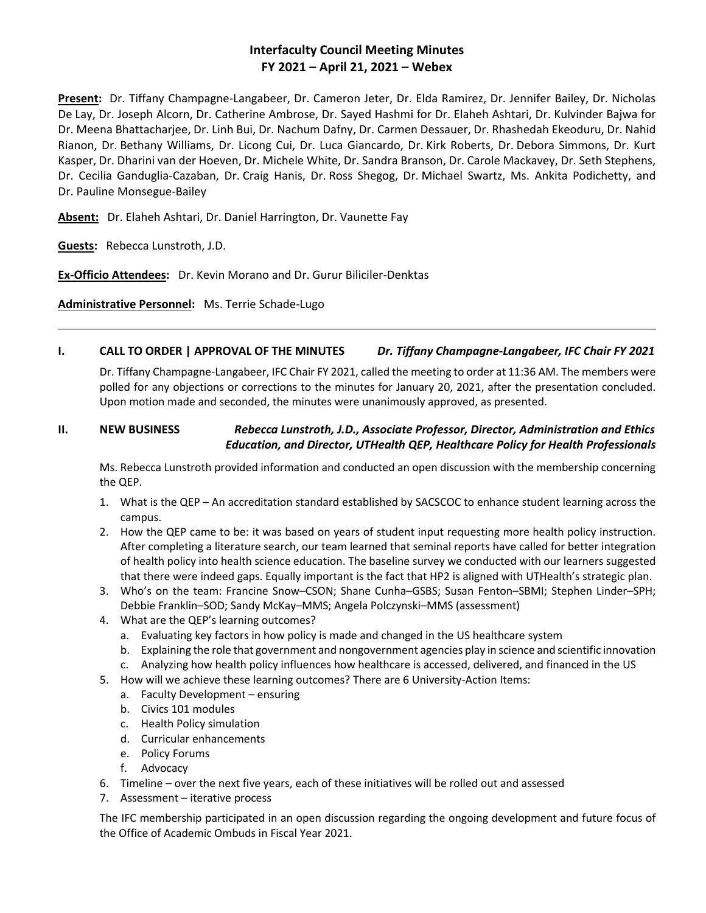# Interfaculty Council Meeting Minutes
## FY 2021 – April 21, 2021 – Webex

**Present:** Dr. Tiffany Champagne-Langabeer, Dr. Cameron Jeter, Dr. Elda Ramirez, Dr. Jennifer Bailey, Dr. Nicholas De Lay, Dr. Joseph Alcorn, Dr. Catherine Ambrose, Dr. Sayed Hashmi for Dr. Elaheh Ashtari, Dr. Kulvinder Bajwa for Dr. Meena Bhattacharjee, Dr. Linh Bui, Dr. Nachum Dafny, Dr. Carmen Dessauer, Dr. Rhashedah Ekeoduru, Dr. Nahid Rianon, Dr. Bethany Williams, Dr. Licong Cui, Dr. Luca Giancardo, Dr. Kirk Roberts, Dr. Debora Simmons, Dr. Kurt Kasper, Dr. Dharini van der Hoeven, Dr. Michele White, Dr. Sandra Branson, Dr. Carole Mackavey, Dr. Seth Stephens, Dr. Cecilia Ganduglia-Cazaban, Dr. Craig Hanis, Dr. Ross Shegog, Dr. Michael Swartz, Ms. Ankita Podichetty, and Dr. Pauline Monsegue-Bailey

**Absent:** Dr. Elaheh Ashtari, Dr. Daniel Harrington, Dr. Vaunette Fay

**Guests:** Rebecca Lunstroth, J.D.

**Ex-Officio Attendees:** Dr. Kevin Morano and Dr. Gurur Biliciler-Denktas

**Administrative Personnel:** Ms. Terrie Schade-Lugo

---

### I. CALL TO ORDER | APPROVAL OF THE MINUTES *Dr. Tiffany Champagne-Langabeer, IFC Chair FY 2021*

Dr. Tiffany Champagne-Langabeer, IFC Chair FY 2021, called the meeting to order at 11:36 AM. The members were polled for any objections or corrections to the minutes for January 20, 2021, after the presentation concluded. Upon motion made and seconded, the minutes were unanimously approved, as presented.

### II. NEW BUSINESS *Rebecca Lunstroth, J.D., Associate Professor, Director, Administration and Ethics Education, and Director, UTHealth QEP, Healthcare Policy for Health Professionals*

Ms. Rebecca Lunstroth provided information and conducted an open discussion with the membership concerning the QEP.

1. What is the QEP – An accreditation standard established by SACSCOC to enhance student learning across the campus.
2. How the QEP came to be: it was based on years of student input requesting more health policy instruction. After completing a literature search, our team learned that seminal reports have called for better integration of health policy into health science education. The baseline survey we conducted with our learners suggested that there were indeed gaps. Equally important is the fact that HP2 is aligned with UTHealth's strategic plan.
3. Who's on the team: Francine Snow–CSON; Shane Cunha–GSBS; Susan Fenton–SBMI; Stephen Linder–SPH; Debbie Franklin–SOD; Sandy McKay–MMS; Angela Polczynski–MMS (assessment)
4. What are the QEP's learning outcomes?
   a. Evaluating key factors in how policy is made and changed in the US healthcare system
   b. Explaining the role that government and nongovernment agencies play in science and scientific innovation
   c. Analyzing how health policy influences how healthcare is accessed, delivered, and financed in the US
5. How will we achieve these learning outcomes? There are 6 University-Action Items:
   a. Faculty Development – ensuring
   b. Civics 101 modules
   c. Health Policy simulation
   d. Curricular enhancements
   e. Policy Forums
   f. Advocacy
6. Timeline – over the next five years, each of these initiatives will be rolled out and assessed
7. Assessment – iterative process

The IFC membership participated in an open discussion regarding the ongoing development and future focus of the Office of Academic Ombuds in Fiscal Year 2021.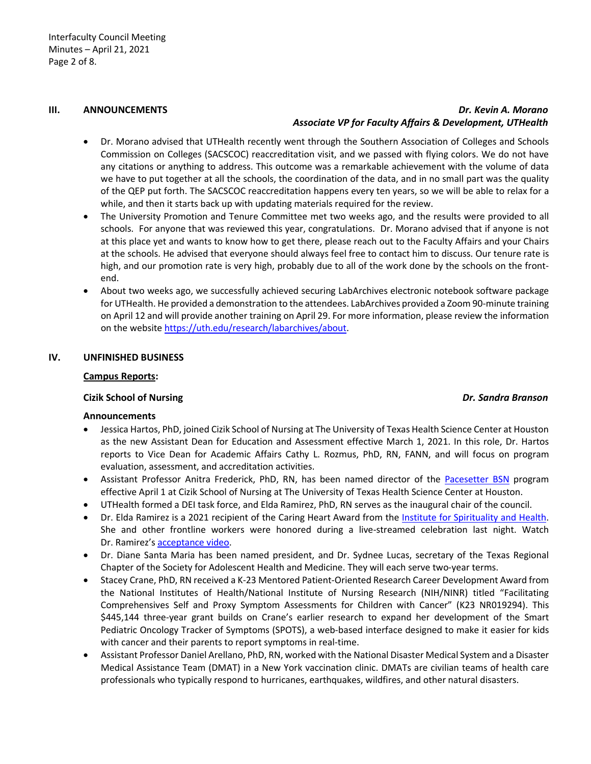## III. ANNOUNCEMENTS

***Dr. Kevin A. Morano***
***Associate VP for Faculty Affairs & Development, UTHealth***

- Dr. Morano advised that UTHealth recently went through the Southern Association of Colleges and Schools Commission on Colleges (SACSCOC) reaccreditation visit, and we passed with flying colors. We do not have any citations or anything to address. This outcome was a remarkable achievement with the volume of data we have to put together at all the schools, the coordination of the data, and in no small part was the quality of the QEP put forth. The SACSCOC reaccreditation happens every ten years, so we will be able to relax for a while, and then it starts back up with updating materials required for the review.
- The University Promotion and Tenure Committee met two weeks ago, and the results were provided to all schools. For anyone that was reviewed this year, congratulations. Dr. Morano advised that if anyone is not at this place yet and wants to know how to get there, please reach out to the Faculty Affairs and your Chairs at the schools. He advised that everyone should always feel free to contact him to discuss. Our tenure rate is high, and our promotion rate is very high, probably due to all of the work done by the schools on the front-end.
- About two weeks ago, we successfully achieved securing LabArchives electronic notebook software package for UTHealth. He provided a demonstration to the attendees. LabArchives provided a Zoom 90-minute training on April 12 and will provide another training on April 29. For more information, please review the information on the website https://uth.edu/research/labarchives/about.

## IV. UNFINISHED BUSINESS

**Campus Reports:**

### Cizik School of Nursing — *Dr. Sandra Branson*

**Announcements**

- Jessica Hartos, PhD, joined Cizik School of Nursing at The University of Texas Health Science Center at Houston as the new Assistant Dean for Education and Assessment effective March 1, 2021. In this role, Dr. Hartos reports to Vice Dean for Academic Affairs Cathy L. Rozmus, PhD, RN, FANN, and will focus on program evaluation, assessment, and accreditation activities.
- Assistant Professor Anitra Frederick, PhD, RN, has been named director of the Pacesetter BSN program effective April 1 at Cizik School of Nursing at The University of Texas Health Science Center at Houston.
- UTHealth formed a DEI task force, and Elda Ramirez, PhD, RN serves as the inaugural chair of the council.
- Dr. Elda Ramirez is a 2021 recipient of the Caring Heart Award from the Institute for Spirituality and Health. She and other frontline workers were honored during a live-streamed celebration last night. Watch Dr. Ramirez's acceptance video.
- Dr. Diane Santa Maria has been named president, and Dr. Sydnee Lucas, secretary of the Texas Regional Chapter of the Society for Adolescent Health and Medicine. They will each serve two-year terms.
- Stacey Crane, PhD, RN received a K-23 Mentored Patient-Oriented Research Career Development Award from the National Institutes of Health/National Institute of Nursing Research (NIH/NINR) titled "Facilitating Comprehensives Self and Proxy Symptom Assessments for Children with Cancer" (K23 NR019294). This $445,144 three-year grant builds on Crane's earlier research to expand her development of the Smart Pediatric Oncology Tracker of Symptoms (SPOTS), a web-based interface designed to make it easier for kids with cancer and their parents to report symptoms in real-time.
- Assistant Professor Daniel Arellano, PhD, RN, worked with the National Disaster Medical System and a Disaster Medical Assistance Team (DMAT) in a New York vaccination clinic. DMATs are civilian teams of health care professionals who typically respond to hurricanes, earthquakes, wildfires, and other natural disasters.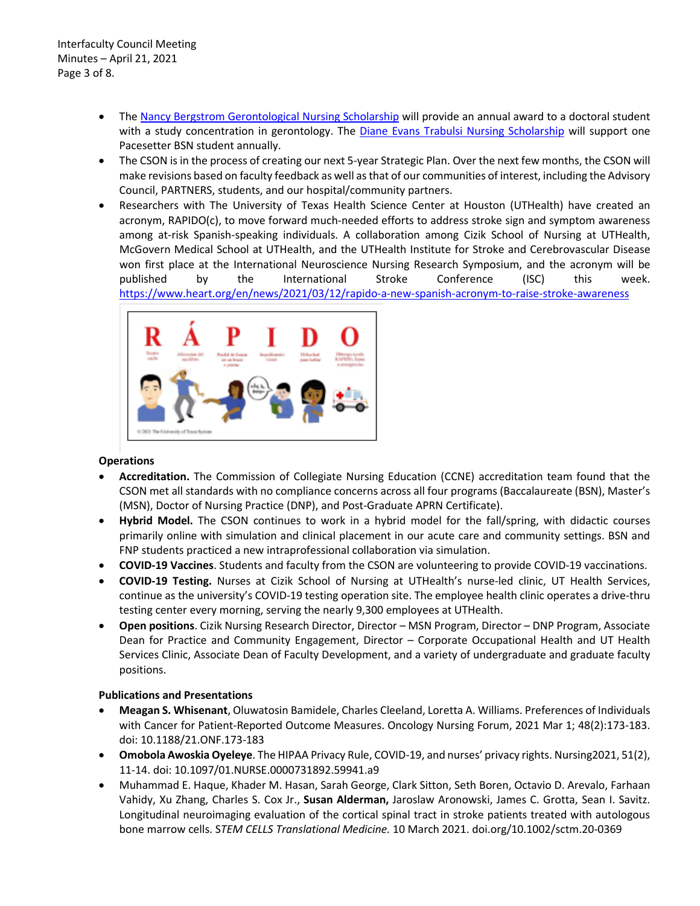- The [Nancy Bergstrom Gerontological Nursing Scholarship](#) will provide an annual award to a doctoral student with a study concentration in gerontology. The [Diane Evans Trabulsi Nursing Scholarship](#) will support one Pacesetter BSN student annually.
- The CSON is in the process of creating our next 5-year Strategic Plan. Over the next few months, the CSON will make revisions based on faculty feedback as well as that of our communities of interest, including the Advisory Council, PARTNERS, students, and our hospital/community partners.
- Researchers with The University of Texas Health Science Center at Houston (UTHealth) have created an acronym, RAPIDO(c), to move forward much-needed efforts to address stroke sign and symptom awareness among at-risk Spanish-speaking individuals. A collaboration among Cizik School of Nursing at UTHealth, McGovern Medical School at UTHealth, and the UTHealth Institute for Stroke and Cerebrovascular Disease won first place at the International Neuroscience Nursing Research Symposium, and the acronym will be published by the International Stroke Conference (ISC) this week. https://www.heart.org/en/news/2021/03/12/rapido-a-new-spanish-acronym-to-raise-stroke-awareness

**Operations**

- **Accreditation.** The Commission of Collegiate Nursing Education (CCNE) accreditation team found that the CSON met all standards with no compliance concerns across all four programs (Baccalaureate (BSN), Master's (MSN), Doctor of Nursing Practice (DNP), and Post-Graduate APRN Certificate).
- **Hybrid Model.** The CSON continues to work in a hybrid model for the fall/spring, with didactic courses primarily online with simulation and clinical placement in our acute care and community settings. BSN and FNP students practiced a new intraprofessional collaboration via simulation.
- **COVID-19 Vaccines**. Students and faculty from the CSON are volunteering to provide COVID-19 vaccinations.
- **COVID-19 Testing.** Nurses at Cizik School of Nursing at UTHealth's nurse-led clinic, UT Health Services, continue as the university's COVID-19 testing operation site. The employee health clinic operates a drive-thru testing center every morning, serving the nearly 9,300 employees at UTHealth.
- **Open positions**. Cizik Nursing Research Director, Director – MSN Program, Director – DNP Program, Associate Dean for Practice and Community Engagement, Director – Corporate Occupational Health and UT Health Services Clinic, Associate Dean of Faculty Development, and a variety of undergraduate and graduate faculty positions.

**Publications and Presentations**

- **Meagan S. Whisenant**, Oluwatosin Bamidele, Charles Cleeland, Loretta A. Williams. Preferences of Individuals with Cancer for Patient-Reported Outcome Measures. Oncology Nursing Forum, 2021 Mar 1; 48(2):173-183. doi: 10.1188/21.ONF.173-183
- **Omobola Awoskia Oyeleye**. The HIPAA Privacy Rule, COVID-19, and nurses' privacy rights. Nursing2021, 51(2), 11-14. doi: 10.1097/01.NURSE.0000731892.59941.a9
- Muhammad E. Haque, Khader M. Hasan, Sarah George, Clark Sitton, Seth Boren, Octavio D. Arevalo, Farhaan Vahidy, Xu Zhang, Charles S. Cox Jr., **Susan Alderman,** Jaroslaw Aronowski, James C. Grotta, Sean I. Savitz. Longitudinal neuroimaging evaluation of the cortical spinal tract in stroke patients treated with autologous bone marrow cells. *STEM CELLS Translational Medicine.* 10 March 2021. doi.org/10.1002/sctm.20-0369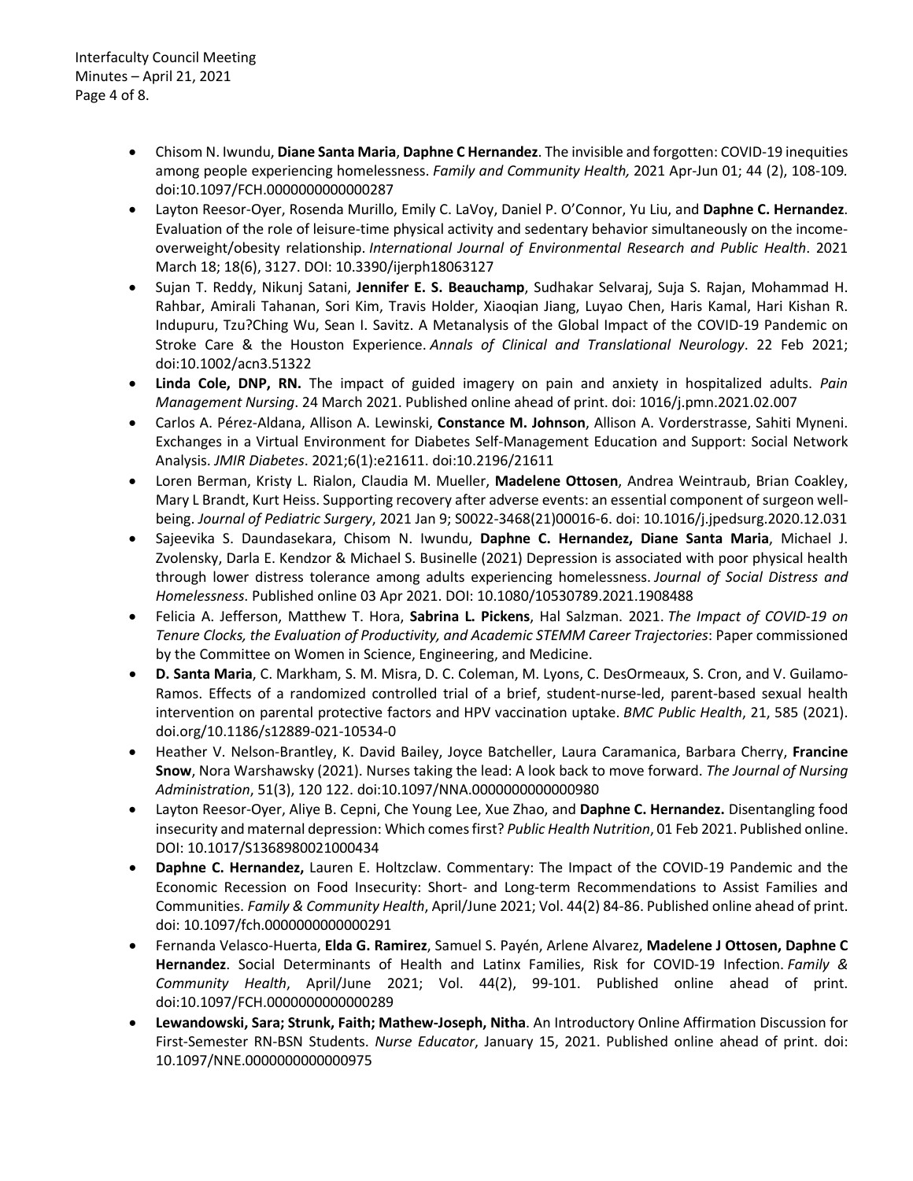- Chisom N. Iwundu, **Diane Santa Maria**, **Daphne C Hernandez**. The invisible and forgotten: COVID-19 inequities among people experiencing homelessness. *Family and Community Health,* 2021 Apr-Jun 01; 44 (2), 108-109. doi:10.1097/FCH.0000000000000287
- Layton Reesor-Oyer, Rosenda Murillo, Emily C. LaVoy, Daniel P. O'Connor, Yu Liu, and **Daphne C. Hernandez**. Evaluation of the role of leisure-time physical activity and sedentary behavior simultaneously on the income-overweight/obesity relationship. *International Journal of Environmental Research and Public Health*. 2021 March 18; 18(6), 3127. DOI: 10.3390/ijerph18063127
- Sujan T. Reddy, Nikunj Satani, **Jennifer E. S. Beauchamp**, Sudhakar Selvaraj, Suja S. Rajan, Mohammad H. Rahbar, Amirali Tahanan, Sori Kim, Travis Holder, Xiaoqian Jiang, Luyao Chen, Haris Kamal, Hari Kishan R. Indupuru, Tzu?Ching Wu, Sean I. Savitz. A Metanalysis of the Global Impact of the COVID-19 Pandemic on Stroke Care & the Houston Experience. *Annals of Clinical and Translational Neurology*. 22 Feb 2021; doi:10.1002/acn3.51322
- **Linda Cole, DNP, RN.** The impact of guided imagery on pain and anxiety in hospitalized adults. *Pain Management Nursing*. 24 March 2021. Published online ahead of print. doi: 1016/j.pmn.2021.02.007
- Carlos A. Pérez-Aldana, Allison A. Lewinski, **Constance M. Johnson**, Allison A. Vorderstrasse, Sahiti Myneni. Exchanges in a Virtual Environment for Diabetes Self-Management Education and Support: Social Network Analysis. *JMIR Diabetes*. 2021;6(1):e21611. doi:10.2196/21611
- Loren Berman, Kristy L. Rialon, Claudia M. Mueller, **Madelene Ottosen**, Andrea Weintraub, Brian Coakley, Mary L Brandt, Kurt Heiss. Supporting recovery after adverse events: an essential component of surgeon well-being. *Journal of Pediatric Surgery*, 2021 Jan 9; S0022-3468(21)00016-6. doi: 10.1016/j.jpedsurg.2020.12.031
- Sajeevika S. Daundasekara, Chisom N. Iwundu, **Daphne C. Hernandez, Diane Santa Maria**, Michael J. Zvolensky, Darla E. Kendzor & Michael S. Businelle (2021) Depression is associated with poor physical health through lower distress tolerance among adults experiencing homelessness. *Journal of Social Distress and Homelessness*. Published online 03 Apr 2021. DOI: 10.1080/10530789.2021.1908488
- Felicia A. Jefferson, Matthew T. Hora, **Sabrina L. Pickens**, Hal Salzman. 2021. *The Impact of COVID-19 on Tenure Clocks, the Evaluation of Productivity, and Academic STEMM Career Trajectories*: Paper commissioned by the Committee on Women in Science, Engineering, and Medicine.
- **D. Santa Maria**, C. Markham, S. M. Misra, D. C. Coleman, M. Lyons, C. DesOrmeaux, S. Cron, and V. Guilamo-Ramos. Effects of a randomized controlled trial of a brief, student-nurse-led, parent-based sexual health intervention on parental protective factors and HPV vaccination uptake. *BMC Public Health*, 21, 585 (2021). doi.org/10.1186/s12889-021-10534-0
- Heather V. Nelson-Brantley, K. David Bailey, Joyce Batcheller, Laura Caramanica, Barbara Cherry, **Francine Snow**, Nora Warshawsky (2021). Nurses taking the lead: A look back to move forward. *The Journal of Nursing Administration*, 51(3), 120 122. doi:10.1097/NNA.0000000000000980
- Layton Reesor-Oyer, Aliye B. Cepni, Che Young Lee, Xue Zhao, and **Daphne C. Hernandez.** Disentangling food insecurity and maternal depression: Which comes first? *Public Health Nutrition*, 01 Feb 2021. Published online. DOI: 10.1017/S1368980021000434
- **Daphne C. Hernandez,** Lauren E. Holtzclaw. Commentary: The Impact of the COVID-19 Pandemic and the Economic Recession on Food Insecurity: Short- and Long-term Recommendations to Assist Families and Communities. *Family & Community Health*, April/June 2021; Vol. 44(2) 84-86. Published online ahead of print. doi: 10.1097/fch.0000000000000291
- Fernanda Velasco-Huerta, **Elda G. Ramirez**, Samuel S. Payén, Arlene Alvarez, **Madelene J Ottosen, Daphne C Hernandez**. Social Determinants of Health and Latinx Families, Risk for COVID-19 Infection. *Family & Community Health*, April/June 2021; Vol. 44(2), 99-101. Published online ahead of print. doi:10.1097/FCH.0000000000000289
- **Lewandowski, Sara; Strunk, Faith; Mathew-Joseph, Nitha**. An Introductory Online Affirmation Discussion for First-Semester RN-BSN Students. *Nurse Educator*, January 15, 2021. Published online ahead of print. doi: 10.1097/NNE.0000000000000975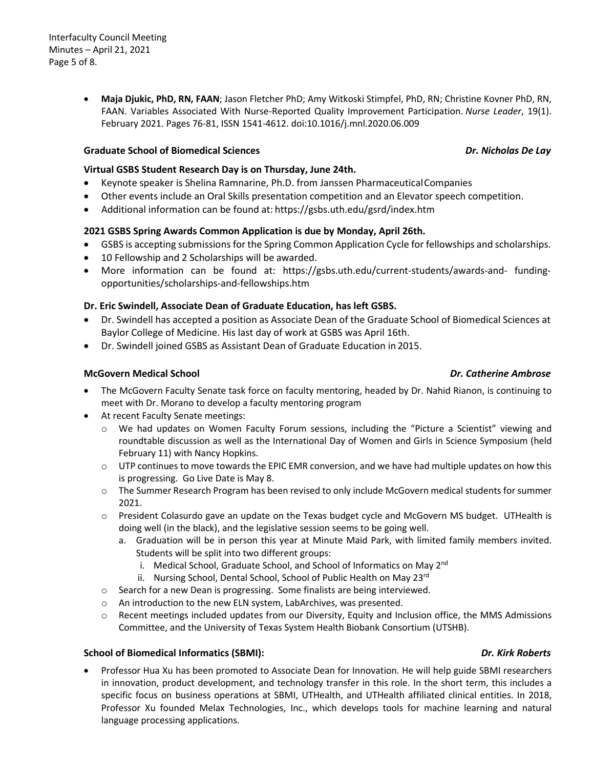- **Maja Djukic, PhD, RN, FAAN**; Jason Fletcher PhD; Amy Witkoski Stimpfel, PhD, RN; Christine Kovner PhD, RN, FAAN. Variables Associated With Nurse-Reported Quality Improvement Participation. *Nurse Leader*, 19(1). February 2021. Pages 76-81, ISSN 1541-4612. doi:10.1016/j.mnl.2020.06.009

### Graduate School of Biomedical Sciences — *Dr. Nicholas De Lay*

**Virtual GSBS Student Research Day is on Thursday, June 24th.**

- Keynote speaker is Shelina Ramnarine, Ph.D. from Janssen Pharmaceutical Companies
- Other events include an Oral Skills presentation competition and an Elevator speech competition.
- Additional information can be found at: https://gsbs.uth.edu/gsrd/index.htm

**2021 GSBS Spring Awards Common Application is due by Monday, April 26th.**

- GSBS is accepting submissions for the Spring Common Application Cycle for fellowships and scholarships.
- 10 Fellowship and 2 Scholarships will be awarded.
- More information can be found at: https://gsbs.uth.edu/current-students/awards-and-funding-opportunities/scholarships-and-fellowships.htm

**Dr. Eric Swindell, Associate Dean of Graduate Education, has left GSBS.**

- Dr. Swindell has accepted a position as Associate Dean of the Graduate School of Biomedical Sciences at Baylor College of Medicine. His last day of work at GSBS was April 16th.
- Dr. Swindell joined GSBS as Assistant Dean of Graduate Education in 2015.

### McGovern Medical School — *Dr. Catherine Ambrose*

- The McGovern Faculty Senate task force on faculty mentoring, headed by Dr. Nahid Rianon, is continuing to meet with Dr. Morano to develop a faculty mentoring program
- At recent Faculty Senate meetings:
  - We had updates on Women Faculty Forum sessions, including the "Picture a Scientist" viewing and roundtable discussion as well as the International Day of Women and Girls in Science Symposium (held February 11) with Nancy Hopkins.
  - UTP continues to move towards the EPIC EMR conversion, and we have had multiple updates on how this is progressing. Go Live Date is May 8.
  - The Summer Research Program has been revised to only include McGovern medical students for summer 2021.
  - President Colasurdo gave an update on the Texas budget cycle and McGovern MS budget. UTHealth is doing well (in the black), and the legislative session seems to be going well.
    a. Graduation will be in person this year at Minute Maid Park, with limited family members invited. Students will be split into two different groups:
       i. Medical School, Graduate School, and School of Informatics on May 2nd
       ii. Nursing School, Dental School, School of Public Health on May 23rd
  - Search for a new Dean is progressing. Some finalists are being interviewed.
  - An introduction to the new ELN system, LabArchives, was presented.
  - Recent meetings included updates from our Diversity, Equity and Inclusion office, the MMS Admissions Committee, and the University of Texas System Health Biobank Consortium (UTSHB).

### School of Biomedical Informatics (SBMI): — *Dr. Kirk Roberts*

- Professor Hua Xu has been promoted to Associate Dean for Innovation. He will help guide SBMI researchers in innovation, product development, and technology transfer in this role. In the short term, this includes a specific focus on business operations at SBMI, UTHealth, and UTHealth affiliated clinical entities. In 2018, Professor Xu founded Melax Technologies, Inc., which develops tools for machine learning and natural language processing applications.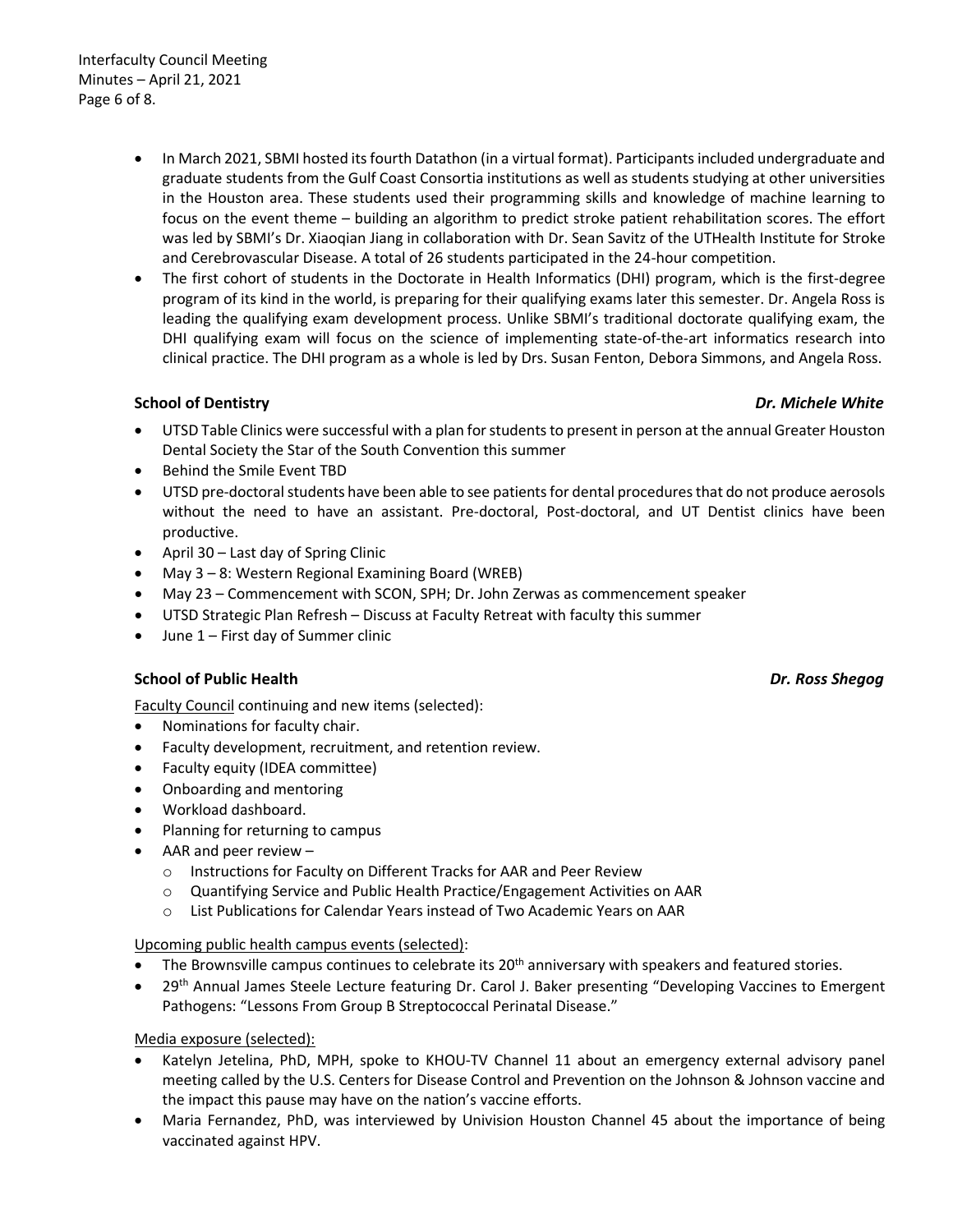- In March 2021, SBMI hosted its fourth Datathon (in a virtual format). Participants included undergraduate and graduate students from the Gulf Coast Consortia institutions as well as students studying at other universities in the Houston area. These students used their programming skills and knowledge of machine learning to focus on the event theme – building an algorithm to predict stroke patient rehabilitation scores. The effort was led by SBMI's Dr. Xiaoqian Jiang in collaboration with Dr. Sean Savitz of the UTHealth Institute for Stroke and Cerebrovascular Disease. A total of 26 students participated in the 24-hour competition.
- The first cohort of students in the Doctorate in Health Informatics (DHI) program, which is the first-degree program of its kind in the world, is preparing for their qualifying exams later this semester. Dr. Angela Ross is leading the qualifying exam development process. Unlike SBMI's traditional doctorate qualifying exam, the DHI qualifying exam will focus on the science of implementing state-of-the-art informatics research into clinical practice. The DHI program as a whole is led by Drs. Susan Fenton, Debora Simmons, and Angela Ross.

**School of Dentistry** ***Dr. Michele White***

- UTSD Table Clinics were successful with a plan for students to present in person at the annual Greater Houston Dental Society the Star of the South Convention this summer
- Behind the Smile Event TBD
- UTSD pre-doctoral students have been able to see patients for dental procedures that do not produce aerosols without the need to have an assistant. Pre-doctoral, Post-doctoral, and UT Dentist clinics have been productive.
- April 30 – Last day of Spring Clinic
- May 3 – 8: Western Regional Examining Board (WREB)
- May 23 – Commencement with SCON, SPH; Dr. John Zerwas as commencement speaker
- UTSD Strategic Plan Refresh – Discuss at Faculty Retreat with faculty this summer
- June 1 – First day of Summer clinic

**School of Public Health** ***Dr. Ross Shegog***

Faculty Council continuing and new items (selected):

- Nominations for faculty chair.
- Faculty development, recruitment, and retention review.
- Faculty equity (IDEA committee)
- Onboarding and mentoring
- Workload dashboard.
- Planning for returning to campus
- AAR and peer review –
  - Instructions for Faculty on Different Tracks for AAR and Peer Review
  - Quantifying Service and Public Health Practice/Engagement Activities on AAR
  - List Publications for Calendar Years instead of Two Academic Years on AAR

Upcoming public health campus events (selected):

- The Brownsville campus continues to celebrate its 20th anniversary with speakers and featured stories.
- 29th Annual James Steele Lecture featuring Dr. Carol J. Baker presenting "Developing Vaccines to Emergent Pathogens: "Lessons From Group B Streptococcal Perinatal Disease."

Media exposure (selected):

- Katelyn Jetelina, PhD, MPH, spoke to KHOU-TV Channel 11 about an emergency external advisory panel meeting called by the U.S. Centers for Disease Control and Prevention on the Johnson & Johnson vaccine and the impact this pause may have on the nation's vaccine efforts.
- Maria Fernandez, PhD, was interviewed by Univision Houston Channel 45 about the importance of being vaccinated against HPV.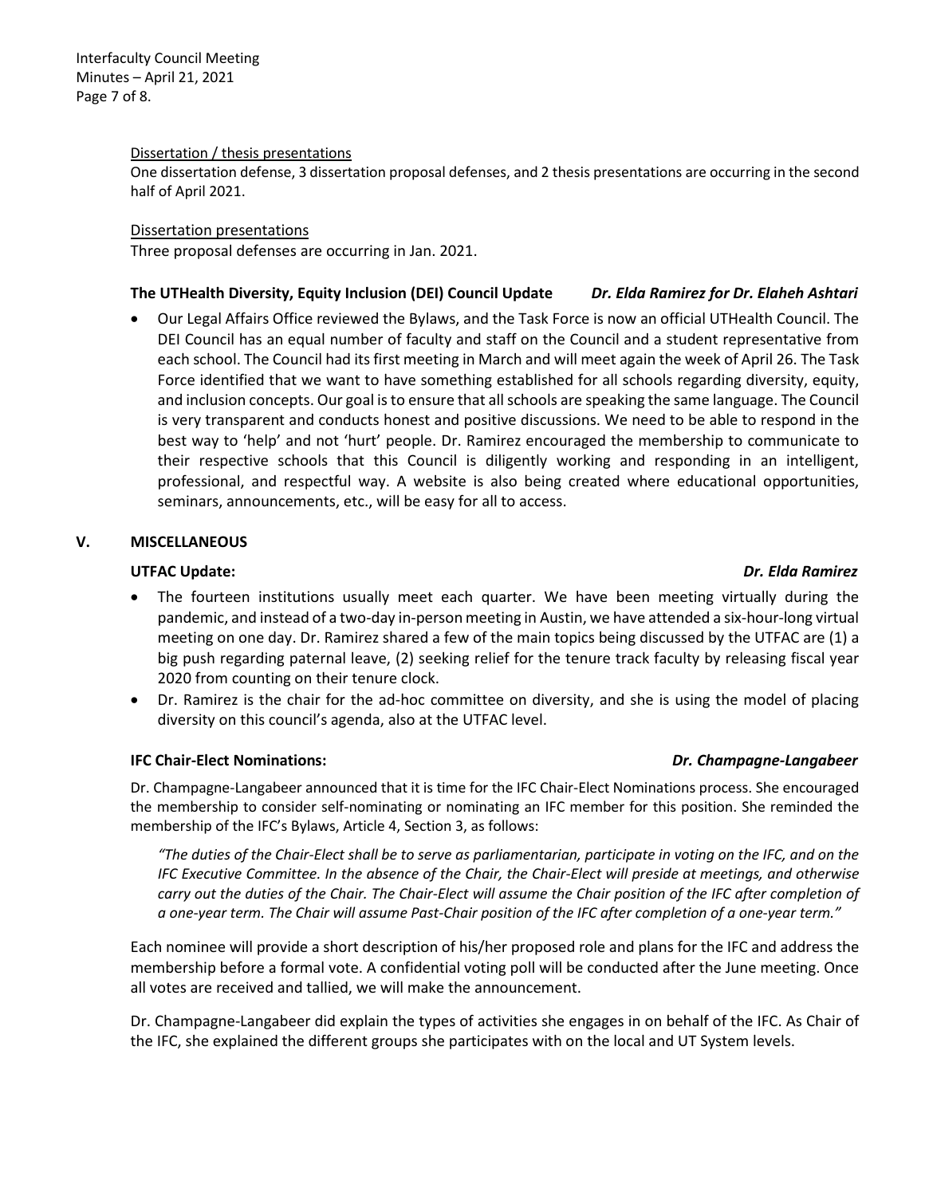Dissertation / thesis presentations

One dissertation defense, 3 dissertation proposal defenses, and 2 thesis presentations are occurring in the second half of April 2021.

Dissertation presentations

Three proposal defenses are occurring in Jan. 2021.

**The UTHealth Diversity, Equity Inclusion (DEI) Council Update** ***Dr. Elda Ramirez for Dr. Elaheh Ashtari***

- Our Legal Affairs Office reviewed the Bylaws, and the Task Force is now an official UTHealth Council. The DEI Council has an equal number of faculty and staff on the Council and a student representative from each school. The Council had its first meeting in March and will meet again the week of April 26. The Task Force identified that we want to have something established for all schools regarding diversity, equity, and inclusion concepts. Our goal is to ensure that all schools are speaking the same language. The Council is very transparent and conducts honest and positive discussions. We need to be able to respond in the best way to 'help' and not 'hurt' people. Dr. Ramirez encouraged the membership to communicate to their respective schools that this Council is diligently working and responding in an intelligent, professional, and respectful way. A website is also being created where educational opportunities, seminars, announcements, etc., will be easy for all to access.

## V. MISCELLANEOUS

**UTFAC Update:** ***Dr. Elda Ramirez***

- The fourteen institutions usually meet each quarter. We have been meeting virtually during the pandemic, and instead of a two-day in-person meeting in Austin, we have attended a six-hour-long virtual meeting on one day. Dr. Ramirez shared a few of the main topics being discussed by the UTFAC are (1) a big push regarding paternal leave, (2) seeking relief for the tenure track faculty by releasing fiscal year 2020 from counting on their tenure clock.
- Dr. Ramirez is the chair for the ad-hoc committee on diversity, and she is using the model of placing diversity on this council's agenda, also at the UTFAC level.

**IFC Chair-Elect Nominations:** ***Dr. Champagne-Langabeer***

Dr. Champagne-Langabeer announced that it is time for the IFC Chair-Elect Nominations process. She encouraged the membership to consider self-nominating or nominating an IFC member for this position. She reminded the membership of the IFC's Bylaws, Article 4, Section 3, as follows:

> *"The duties of the Chair-Elect shall be to serve as parliamentarian, participate in voting on the IFC, and on the IFC Executive Committee. In the absence of the Chair, the Chair-Elect will preside at meetings, and otherwise carry out the duties of the Chair. The Chair-Elect will assume the Chair position of the IFC after completion of a one-year term. The Chair will assume Past-Chair position of the IFC after completion of a one-year term."*

Each nominee will provide a short description of his/her proposed role and plans for the IFC and address the membership before a formal vote. A confidential voting poll will be conducted after the June meeting. Once all votes are received and tallied, we will make the announcement.

Dr. Champagne-Langabeer did explain the types of activities she engages in on behalf of the IFC. As Chair of the IFC, she explained the different groups she participates with on the local and UT System levels.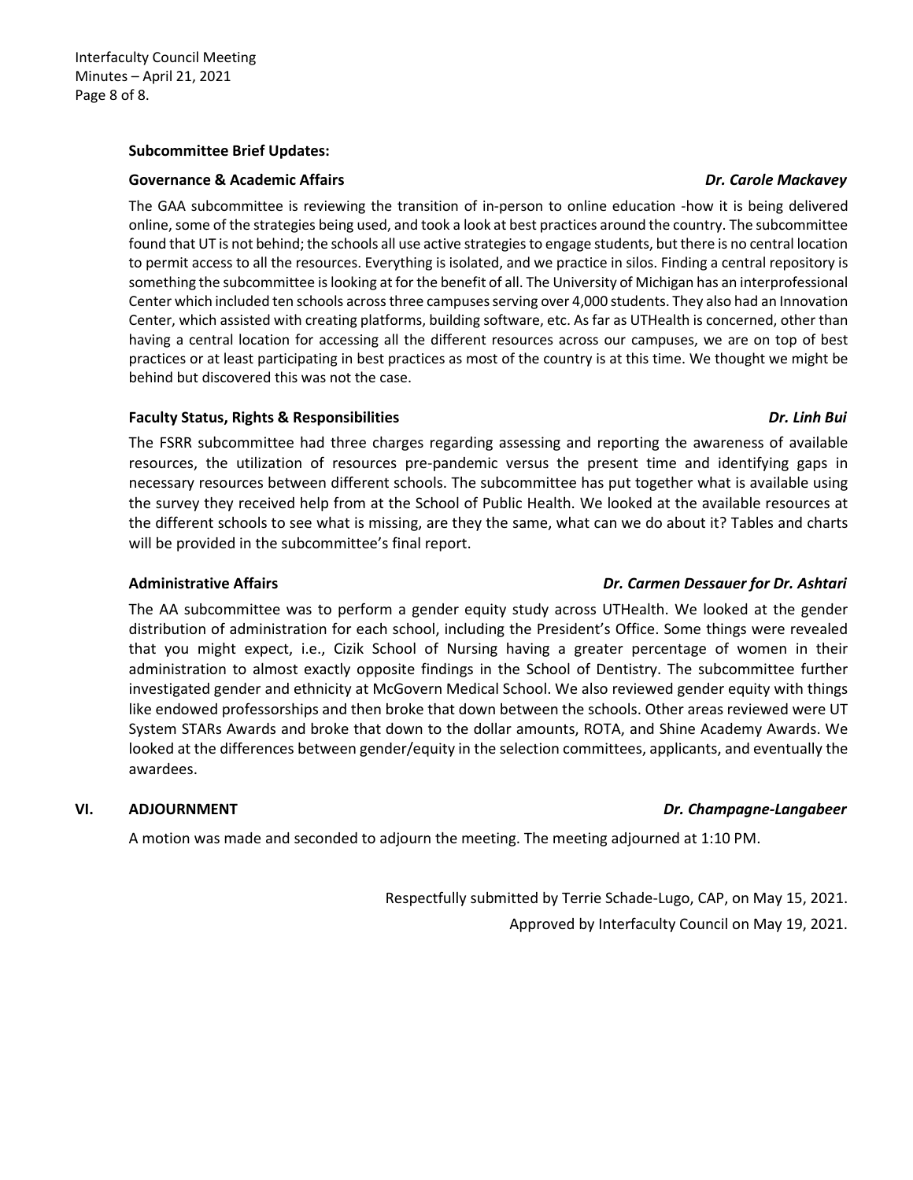**Subcommittee Brief Updates:**

**Governance & Academic Affairs** ***Dr. Carole Mackavey***

The GAA subcommittee is reviewing the transition of in-person to online education -how it is being delivered online, some of the strategies being used, and took a look at best practices around the country. The subcommittee found that UT is not behind; the schools all use active strategies to engage students, but there is no central location to permit access to all the resources. Everything is isolated, and we practice in silos. Finding a central repository is something the subcommittee is looking at for the benefit of all. The University of Michigan has an interprofessional Center which included ten schools across three campuses serving over 4,000 students. They also had an Innovation Center, which assisted with creating platforms, building software, etc. As far as UTHealth is concerned, other than having a central location for accessing all the different resources across our campuses, we are on top of best practices or at least participating in best practices as most of the country is at this time. We thought we might be behind but discovered this was not the case.

**Faculty Status, Rights & Responsibilities** ***Dr. Linh Bui***

The FSRR subcommittee had three charges regarding assessing and reporting the awareness of available resources, the utilization of resources pre-pandemic versus the present time and identifying gaps in necessary resources between different schools. The subcommittee has put together what is available using the survey they received help from at the School of Public Health. We looked at the available resources at the different schools to see what is missing, are they the same, what can we do about it? Tables and charts will be provided in the subcommittee's final report.

**Administrative Affairs** ***Dr. Carmen Dessauer for Dr. Ashtari***

The AA subcommittee was to perform a gender equity study across UTHealth. We looked at the gender distribution of administration for each school, including the President's Office. Some things were revealed that you might expect, i.e., Cizik School of Nursing having a greater percentage of women in their administration to almost exactly opposite findings in the School of Dentistry. The subcommittee further investigated gender and ethnicity at McGovern Medical School. We also reviewed gender equity with things like endowed professorships and then broke that down between the schools. Other areas reviewed were UT System STARs Awards and broke that down to the dollar amounts, ROTA, and Shine Academy Awards. We looked at the differences between gender/equity in the selection committees, applicants, and eventually the awardees.

## VI. ADJOURNMENT ***Dr. Champagne-Langabeer***

A motion was made and seconded to adjourn the meeting. The meeting adjourned at 1:10 PM.

Respectfully submitted by Terrie Schade-Lugo, CAP, on May 15, 2021.

Approved by Interfaculty Council on May 19, 2021.